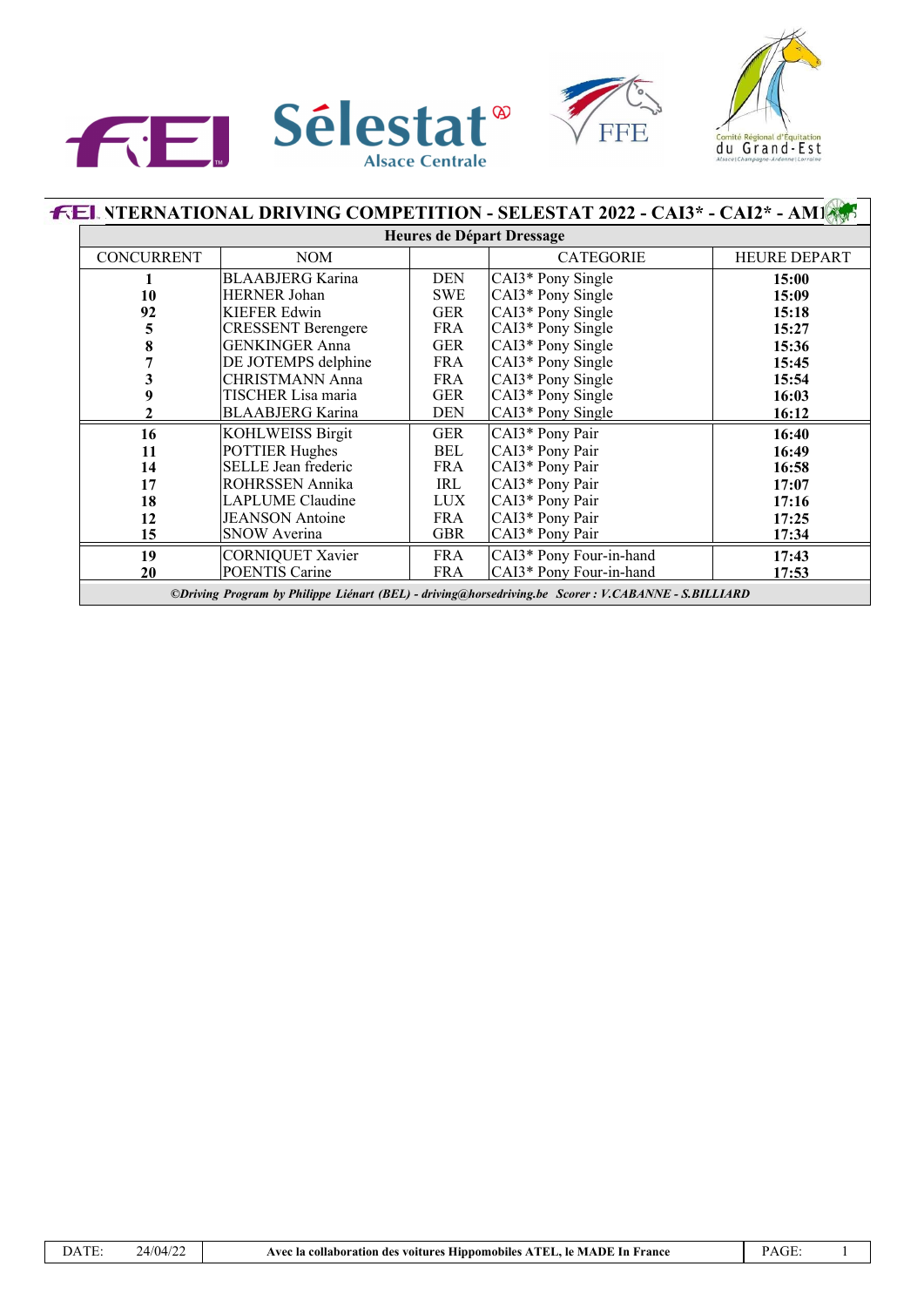## INTERNATIONAL DRIVING COMPETITION - SELESTAT 2022 - CAI3* - CAI2* - AM1

**Heures de Départ Dressage**

| CONCURRENT | NOM | | CATEGORIE | HEURE DEPART |
|---|---|---|---|---|
| **1** | BLAABJERG Karina | DEN | CAI3* Pony Single | **15:00** |
| **10** | HERNER Johan | SWE | CAI3* Pony Single | **15:09** |
| **92** | KIEFER Edwin | GER | CAI3* Pony Single | **15:18** |
| **5** | CRESSENT Berengere | FRA | CAI3* Pony Single | **15:27** |
| **8** | GENKINGER Anna | GER | CAI3* Pony Single | **15:36** |
| **7** | DE JOTEMPS delphine | FRA | CAI3* Pony Single | **15:45** |
| **3** | CHRISTMANN Anna | FRA | CAI3* Pony Single | **15:54** |
| **9** | TISCHER Lisa maria | GER | CAI3* Pony Single | **16:03** |
| **2** | BLAABJERG Karina | DEN | CAI3* Pony Single | **16:12** |
| **16** | KOHLWEISS Birgit | GER | CAI3* Pony Pair | **16:40** |
| **11** | POTTIER Hughes | BEL | CAI3* Pony Pair | **16:49** |
| **14** | SELLE Jean frederic | FRA | CAI3* Pony Pair | **16:58** |
| **17** | ROHRSSEN Annika | IRL | CAI3* Pony Pair | **17:07** |
| **18** | LAPLUME Claudine | LUX | CAI3* Pony Pair | **17:16** |
| **12** | JEANSON Antoine | FRA | CAI3* Pony Pair | **17:25** |
| **15** | SNOW Averina | GBR | CAI3* Pony Pair | **17:34** |
| **19** | CORNIQUET Xavier | FRA | CAI3* Pony Four-in-hand | **17:43** |
| **20** | POENTIS Carine | FRA | CAI3* Pony Four-in-hand | **17:53** |

***©Driving Program by Philippe Liénart (BEL) - driving@horsedriving.be Scorer : V.CABANNE - S.BILLIARD***

| DATE: | 24/04/22 | Avec la collaboration des voitures Hippomobiles ATEL, le MADE In France | PAGE: | 1 |
|---|---|---|---|---|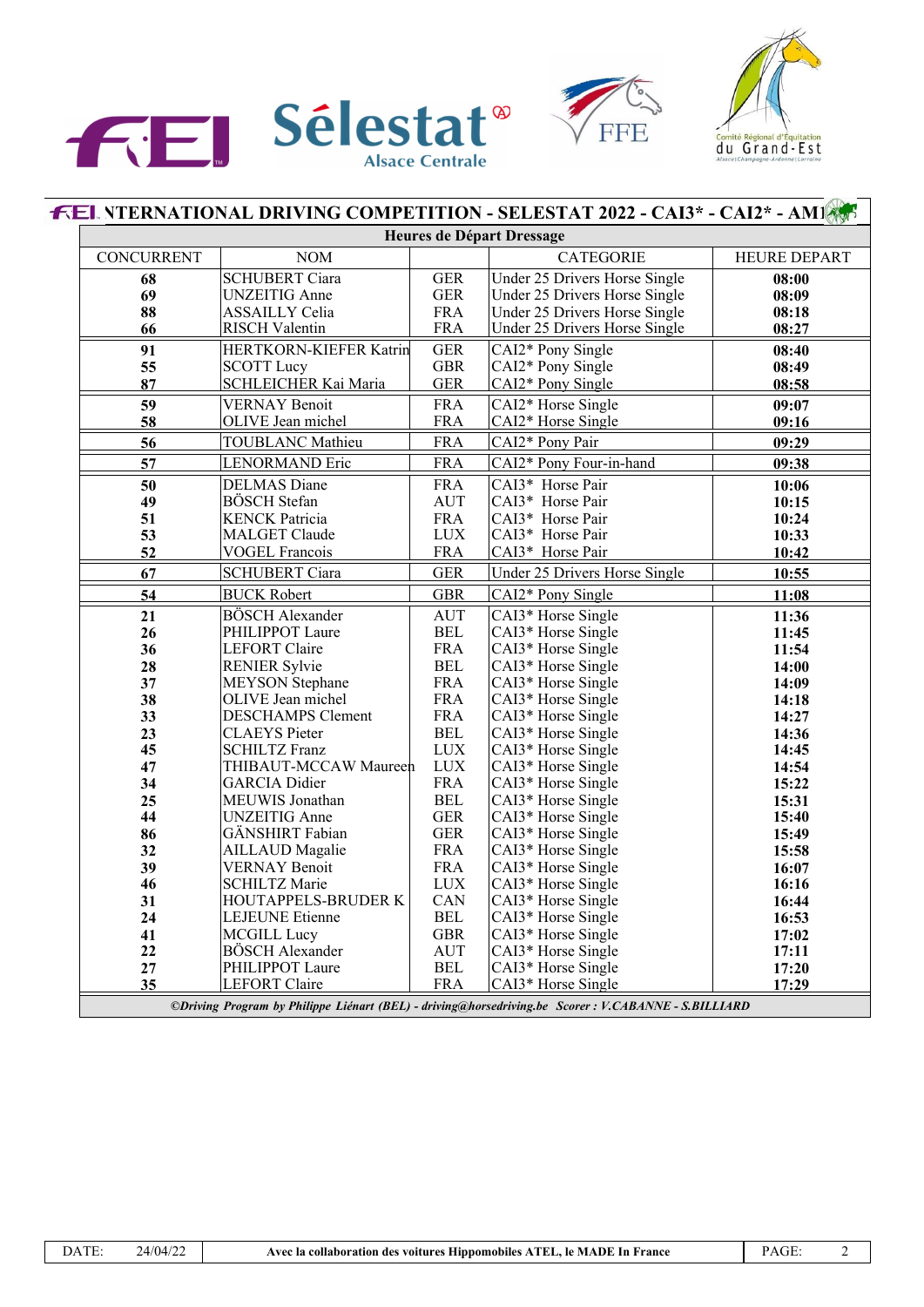## INTERNATIONAL DRIVING COMPETITION - SELESTAT 2022 - CAI3* - CAI2* - AM1

### Heures de Départ Dressage

| CONCURRENT | NOM | | CATEGORIE | HEURE DEPART |
|---|---|---|---|---|
| **68** | SCHUBERT Ciara | GER | Under 25 Drivers Horse Single | **08:00** |
| **69** | UNZEITIG Anne | GER | Under 25 Drivers Horse Single | **08:09** |
| **88** | ASSAILLY Celia | FRA | Under 25 Drivers Horse Single | **08:18** |
| **66** | RISCH Valentin | FRA | Under 25 Drivers Horse Single | **08:27** |
| **91** | HERTKORN-KIEFER Katrin | GER | CAI2* Pony Single | **08:40** |
| **55** | SCOTT Lucy | GBR | CAI2* Pony Single | **08:49** |
| **87** | SCHLEICHER Kai Maria | GER | CAI2* Pony Single | **08:58** |
| **59** | VERNAY Benoit | FRA | CAI2* Horse Single | **09:07** |
| **58** | OLIVE Jean michel | FRA | CAI2* Horse Single | **09:16** |
| **56** | TOUBLANC Mathieu | FRA | CAI2* Pony Pair | **09:29** |
| **57** | LENORMAND Eric | FRA | CAI2* Pony Four-in-hand | **09:38** |
| **50** | DELMAS Diane | FRA | CAI3* Horse Pair | **10:06** |
| **49** | BÖSCH Stefan | AUT | CAI3* Horse Pair | **10:15** |
| **51** | KENCK Patricia | FRA | CAI3* Horse Pair | **10:24** |
| **53** | MALGET Claude | LUX | CAI3* Horse Pair | **10:33** |
| **52** | VOGEL Francois | FRA | CAI3* Horse Pair | **10:42** |
| **67** | SCHUBERT Ciara | GER | Under 25 Drivers Horse Single | **10:55** |
| **54** | BUCK Robert | GBR | CAI2* Pony Single | **11:08** |
| **21** | BÖSCH Alexander | AUT | CAI3* Horse Single | **11:36** |
| **26** | PHILIPPOT Laure | BEL | CAI3* Horse Single | **11:45** |
| **36** | LEFORT Claire | FRA | CAI3* Horse Single | **11:54** |
| **28** | RENIER Sylvie | BEL | CAI3* Horse Single | **14:00** |
| **37** | MEYSON Stephane | FRA | CAI3* Horse Single | **14:09** |
| **38** | OLIVE Jean michel | FRA | CAI3* Horse Single | **14:18** |
| **33** | DESCHAMPS Clement | FRA | CAI3* Horse Single | **14:27** |
| **23** | CLAEYS Pieter | BEL | CAI3* Horse Single | **14:36** |
| **45** | SCHILTZ Franz | LUX | CAI3* Horse Single | **14:45** |
| **47** | THIBAUT-MCCAW Maureen | LUX | CAI3* Horse Single | **14:54** |
| **34** | GARCIA Didier | FRA | CAI3* Horse Single | **15:22** |
| **25** | MEUWIS Jonathan | BEL | CAI3* Horse Single | **15:31** |
| **44** | UNZEITIG Anne | GER | CAI3* Horse Single | **15:40** |
| **86** | GÄNSHIRT Fabian | GER | CAI3* Horse Single | **15:49** |
| **32** | AILLAUD Magalie | FRA | CAI3* Horse Single | **15:58** |
| **39** | VERNAY Benoit | FRA | CAI3* Horse Single | **16:07** |
| **46** | SCHILTZ Marie | LUX | CAI3* Horse Single | **16:16** |
| **31** | HOUTAPPELS-BRUDER K | CAN | CAI3* Horse Single | **16:44** |
| **24** | LEJEUNE Etienne | BEL | CAI3* Horse Single | **16:53** |
| **41** | MCGILL Lucy | GBR | CAI3* Horse Single | **17:02** |
| **22** | BÖSCH Alexander | AUT | CAI3* Horse Single | **17:11** |
| **27** | PHILIPPOT Laure | BEL | CAI3* Horse Single | **17:20** |
| **35** | LEFORT Claire | FRA | CAI3* Horse Single | **17:29** |

***©Driving Program by Philippe Liénart (BEL) - driving@horsedriving.be Scorer : V.CABANNE - S.BILLIARD***

| DATE: | 24/04/22 | Avec la collaboration des voitures Hippomobiles ATEL, le MADE In France |
|---|---|---|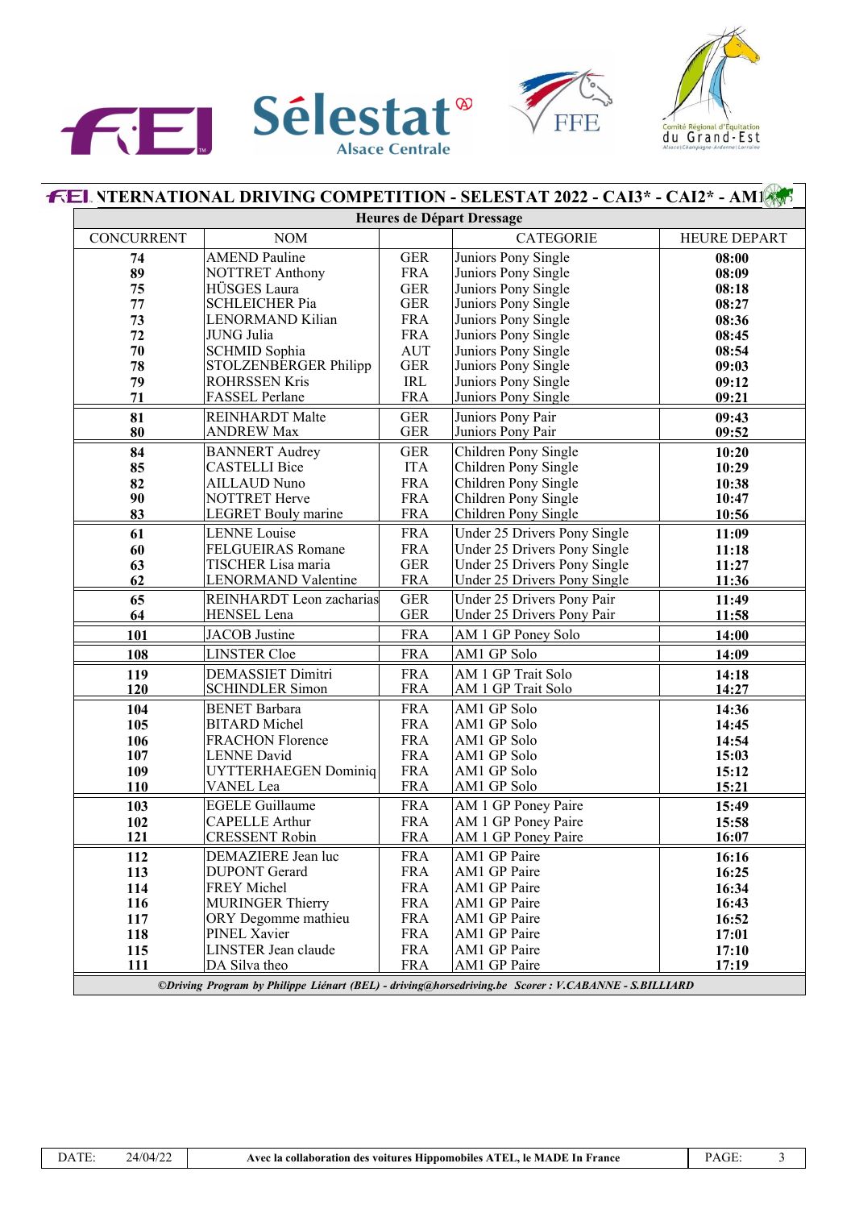# NTERNATIONAL DRIVING COMPETITION - SELESTAT 2022 - CAI3* - CAI2* - AM1

## Heures de Départ Dressage

| CONCURRENT | NOM | | CATEGORIE | HEURE DEPART |
|---|---|---|---|---|
| **74** | AMEND Pauline | GER | Juniors Pony Single | **08:00** |
| **89** | NOTTRET Anthony | FRA | Juniors Pony Single | **08:09** |
| **75** | HÜSGES Laura | GER | Juniors Pony Single | **08:18** |
| **77** | SCHLEICHER Pia | GER | Juniors Pony Single | **08:27** |
| **73** | LENORMAND Kilian | FRA | Juniors Pony Single | **08:36** |
| **72** | JUNG Julia | FRA | Juniors Pony Single | **08:45** |
| **70** | SCHMID Sophia | AUT | Juniors Pony Single | **08:54** |
| **78** | STOLZENBERGER Philipp | GER | Juniors Pony Single | **09:03** |
| **79** | ROHRSSEN Kris | IRL | Juniors Pony Single | **09:12** |
| **71** | FASSEL Perlane | FRA | Juniors Pony Single | **09:21** |
| **81** | REINHARDT Malte | GER | Juniors Pony Pair | **09:43** |
| **80** | ANDREW Max | GER | Juniors Pony Pair | **09:52** |
| **84** | BANNERT Audrey | GER | Children Pony Single | **10:20** |
| **85** | CASTELLI Bice | ITA | Children Pony Single | **10:29** |
| **82** | AILLAUD Nuno | FRA | Children Pony Single | **10:38** |
| **90** | NOTTRET Herve | FRA | Children Pony Single | **10:47** |
| **83** | LEGRET Bouly marine | FRA | Children Pony Single | **10:56** |
| **61** | LENNE Louise | FRA | Under 25 Drivers Pony Single | **11:09** |
| **60** | FELGUEIRAS Romane | FRA | Under 25 Drivers Pony Single | **11:18** |
| **63** | TISCHER Lisa maria | GER | Under 25 Drivers Pony Single | **11:27** |
| **62** | LENORMAND Valentine | FRA | Under 25 Drivers Pony Single | **11:36** |
| **65** | REINHARDT Leon zacharias | GER | Under 25 Drivers Pony Pair | **11:49** |
| **64** | HENSEL Lena | GER | Under 25 Drivers Pony Pair | **11:58** |
| **101** | JACOB Justine | FRA | AM 1 GP Poney Solo | **14:00** |
| **108** | LINSTER Cloe | FRA | AM1 GP Solo | **14:09** |
| **119** | DEMASSIET Dimitri | FRA | AM 1 GP Trait Solo | **14:18** |
| **120** | SCHINDLER Simon | FRA | AM 1 GP Trait Solo | **14:27** |
| **104** | BENET Barbara | FRA | AM1 GP Solo | **14:36** |
| **105** | BITARD Michel | FRA | AM1 GP Solo | **14:45** |
| **106** | FRACHON Florence | FRA | AM1 GP Solo | **14:54** |
| **107** | LENNE David | FRA | AM1 GP Solo | **15:03** |
| **109** | UYTTERHAEGEN Dominiq | FRA | AM1 GP Solo | **15:12** |
| **110** | VANEL Lea | FRA | AM1 GP Solo | **15:21** |
| **103** | EGELE Guillaume | FRA | AM 1 GP Poney Paire | **15:49** |
| **102** | CAPELLE Arthur | FRA | AM 1 GP Poney Paire | **15:58** |
| **121** | CRESSENT Robin | FRA | AM 1 GP Poney Paire | **16:07** |
| **112** | DEMAZIERE Jean luc | FRA | AM1 GP Paire | **16:16** |
| **113** | DUPONT Gerard | FRA | AM1 GP Paire | **16:25** |
| **114** | FREY Michel | FRA | AM1 GP Paire | **16:34** |
| **116** | MURINGER Thierry | FRA | AM1 GP Paire | **16:43** |
| **117** | ORY Degomme mathieu | FRA | AM1 GP Paire | **16:52** |
| **118** | PINEL Xavier | FRA | AM1 GP Paire | **17:01** |
| **115** | LINSTER Jean claude | FRA | AM1 GP Paire | **17:10** |
| **111** | DA Silva theo | FRA | AM1 GP Paire | **17:19** |

***©Driving Program by Philippe Liénart (BEL) - driving@horsedriving.be Scorer : V.CABANNE - S.BILLIARD***

DATE: 24/04/22 — **Avec la collaboration des voitures Hippomobiles ATEL, le MADE In France**